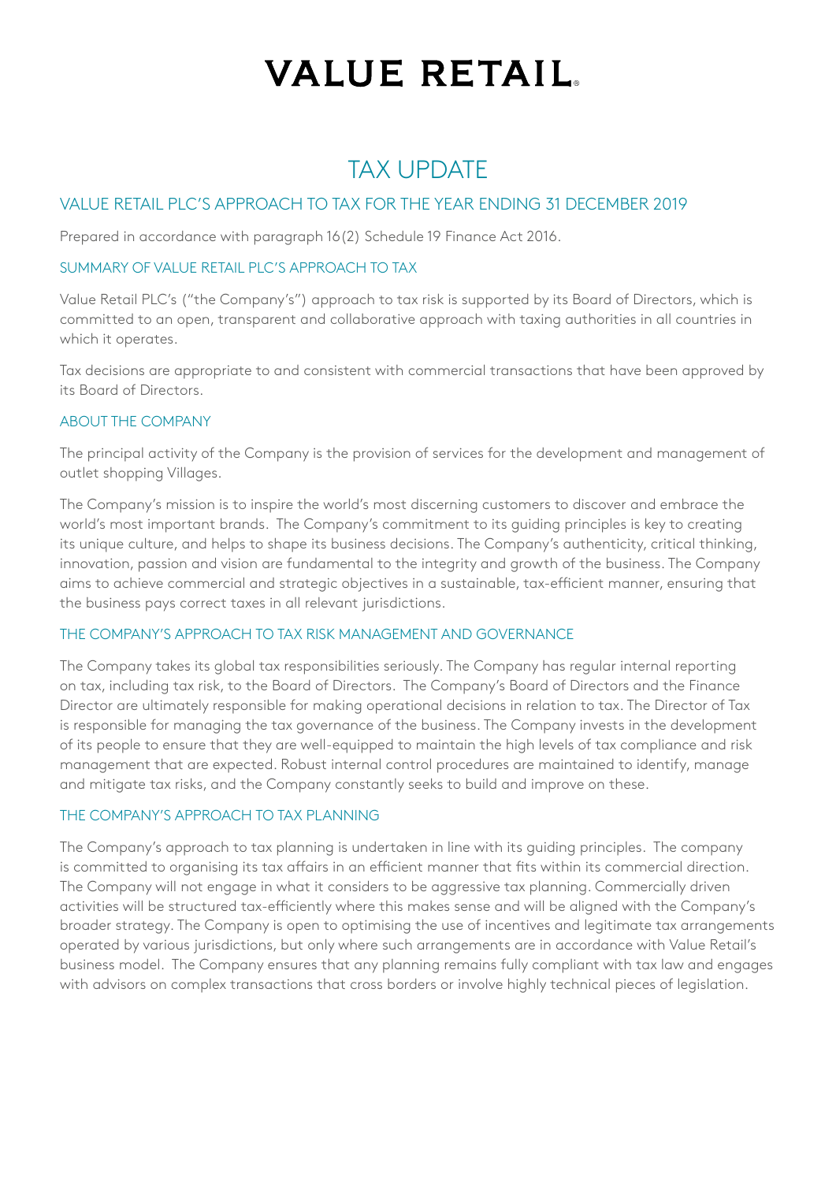# VALUE RETAIL

## TAX UPDATE

### VALUE RETAIL PLC'S APPROACH TO TAX FOR THE YEAR ENDING 31 DECEMBER 2019

Prepared in accordance with paragraph 16(2) Schedule 19 Finance Act 2016.

#### SUMMARY OF VALUE RETAIL PLC'S APPROACH TO TAX

Value Retail PLC's ("the Company's") approach to tax risk is supported by its Board of Directors, which is committed to an open, transparent and collaborative approach with taxing authorities in all countries in which it operates.

Tax decisions are appropriate to and consistent with commercial transactions that have been approved by its Board of Directors.

#### ABOUT THE COMPANY

The principal activity of the Company is the provision of services for the development and management of outlet shopping Villages.

The Company's mission is to inspire the world's most discerning customers to discover and embrace the world's most important brands. The Company's commitment to its guiding principles is key to creating its unique culture, and helps to shape its business decisions. The Company's authenticity, critical thinking, innovation, passion and vision are fundamental to the integrity and growth of the business. The Company aims to achieve commercial and strategic objectives in a sustainable, tax-efficient manner, ensuring that the business pays correct taxes in all relevant jurisdictions.

#### THE COMPANY'S APPROACH TO TAX RISK MANAGEMENT AND GOVERNANCE

The Company takes its global tax responsibilities seriously. The Company has regular internal reporting on tax, including tax risk, to the Board of Directors. The Company's Board of Directors and the Finance Director are ultimately responsible for making operational decisions in relation to tax. The Director of Tax is responsible for managing the tax governance of the business. The Company invests in the development of its people to ensure that they are well-equipped to maintain the high levels of tax compliance and risk management that are expected. Robust internal control procedures are maintained to identify, manage and mitigate tax risks, and the Company constantly seeks to build and improve on these.

#### THE COMPANY'S APPROACH TO TAX PLANNING

The Company's approach to tax planning is undertaken in line with its guiding principles. The company is committed to organising its tax affairs in an efficient manner that fits within its commercial direction. The Company will not engage in what it considers to be aggressive tax planning. Commercially driven activities will be structured tax-efficiently where this makes sense and will be aligned with the Company's broader strategy. The Company is open to optimising the use of incentives and legitimate tax arrangements operated by various jurisdictions, but only where such arrangements are in accordance with Value Retail's business model. The Company ensures that any planning remains fully compliant with tax law and engages with advisors on complex transactions that cross borders or involve highly technical pieces of legislation.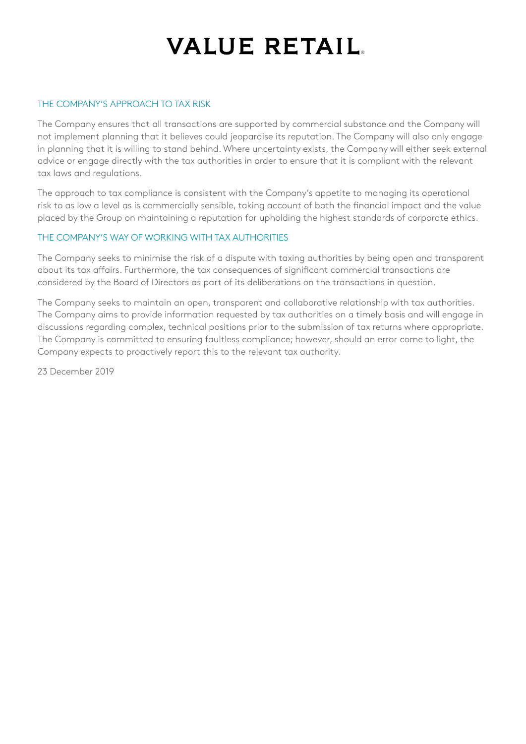# VALUE RETAIL®

## THE COMPANY'S APPROACH TO TAX RISK

The Company ensures that all transactions are supported by commercial substance and the Company will not implement planning that it believes could jeopardise its reputation. The Company will also only engage in planning that it is willing to stand behind. Where uncertainty exists, the Company will either seek external advice or engage directly with the tax authorities in order to ensure that it is compliant with the relevant tax laws and regulations.

The approach to tax compliance is consistent with the Company's appetite to managing its operational risk to as low a level as is commercially sensible, taking account of both the financial impact and the value placed by the Group on maintaining a reputation for upholding the highest standards of corporate ethics.

## THE COMPANY'S WAY OF WORKING WITH TAX AUTHORITIES

The Company seeks to minimise the risk of a dispute with taxing authorities by being open and transparent about its tax affairs. Furthermore, the tax consequences of significant commercial transactions are considered by the Board of Directors as part of its deliberations on the transactions in question.

The Company seeks to maintain an open, transparent and collaborative relationship with tax authorities. The Company aims to provide information requested by tax authorities on a timely basis and will engage in discussions regarding complex, technical positions prior to the submission of tax returns where appropriate. The Company is committed to ensuring faultless compliance; however, should an error come to light, the Company expects to proactively report this to the relevant tax authority.

23 December 2019